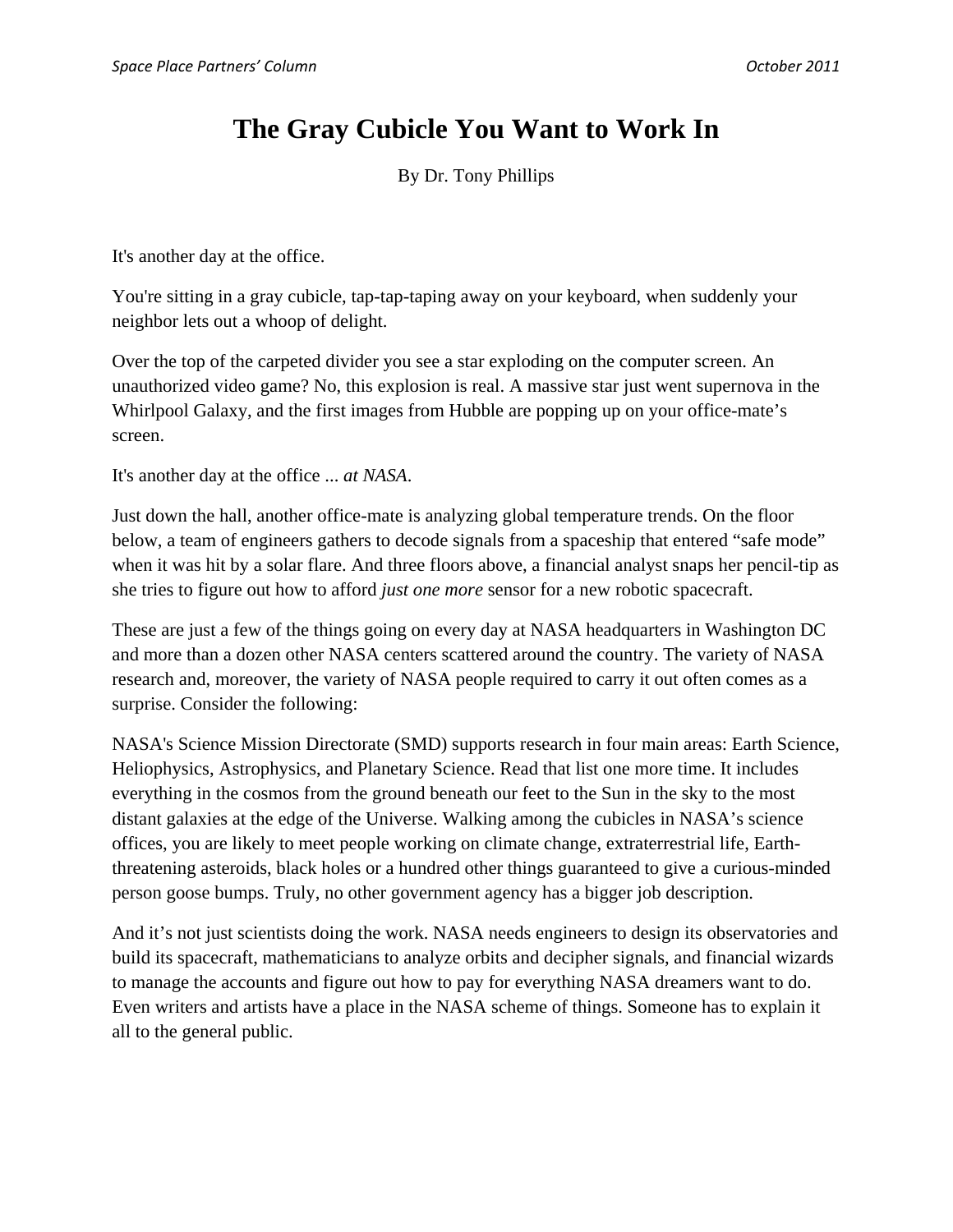# The Gray Cubicle You Want to Work In

By Dr. Tony Phillips

It's another day at the office.

You're sitting in a gray cubicle, tap-tap-taping away on your keyboard, when suddenly your neighbor lets out a whoop of delight.

Over the top of the carpeted divider you see a star exploding on the computer screen. An unauthorized video game? No, this explosion is real. A massive star just went supernova in the Whirlpool Galaxy, and the first images from Hubble are popping up on your office-mate's screen.

It's another day at the office ... *at NASA*.

Just down the hall, another office-mate is analyzing global temperature trends. On the floor below, a team of engineers gathers to decode signals from a spaceship that entered "safe mode" when it was hit by a solar flare. And three floors above, a financial analyst snaps her pencil-tip as she tries to figure out how to afford *just one more* sensor for a new robotic spacecraft.

These are just a few of the things going on every day at NASA headquarters in Washington DC and more than a dozen other NASA centers scattered around the country. The variety of NASA research and, moreover, the variety of NASA people required to carry it out often comes as a surprise. Consider the following:

NASA's Science Mission Directorate (SMD) supports research in four main areas: Earth Science, Heliophysics, Astrophysics, and Planetary Science. Read that list one more time. It includes everything in the cosmos from the ground beneath our feet to the Sun in the sky to the most distant galaxies at the edge of the Universe. Walking among the cubicles in NASA's science offices, you are likely to meet people working on climate change, extraterrestrial life, Earth-threatening asteroids, black holes or a hundred other things guaranteed to give a curious-minded person goose bumps. Truly, no other government agency has a bigger job description.

And it's not just scientists doing the work. NASA needs engineers to design its observatories and build its spacecraft, mathematicians to analyze orbits and decipher signals, and financial wizards to manage the accounts and figure out how to pay for everything NASA dreamers want to do. Even writers and artists have a place in the NASA scheme of things. Someone has to explain it all to the general public.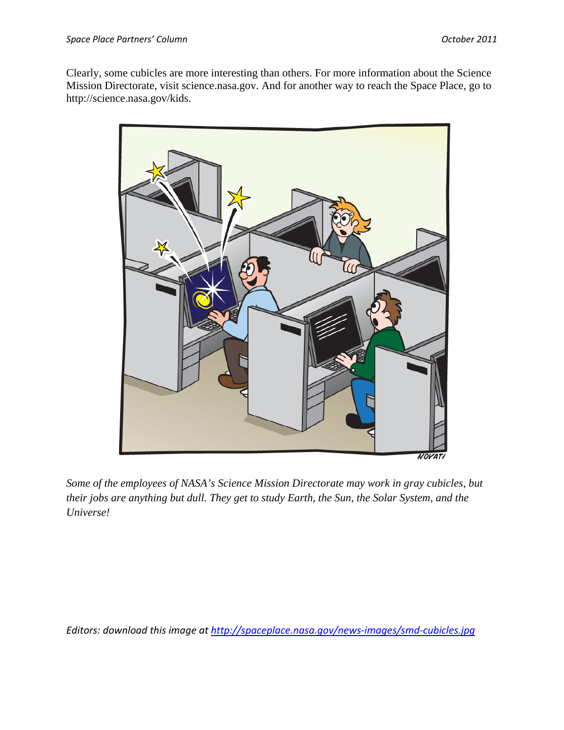Clearly, some cubicles are more interesting than others. For more information about the Science Mission Directorate, visit science.nasa.gov. And for another way to reach the Space Place, go to http://science.nasa.gov/kids.

*Some of the employees of NASA's Science Mission Directorate may work in gray cubicles, but their jobs are anything but dull. They get to study Earth, the Sun, the Solar System, and the Universe!*

*Editors: download this image at [http://spaceplace.nasa.gov/news-images/smd-cubicles.jpg](http://spaceplace.nasa.gov/news-images/smd-cubicles.jpg)*